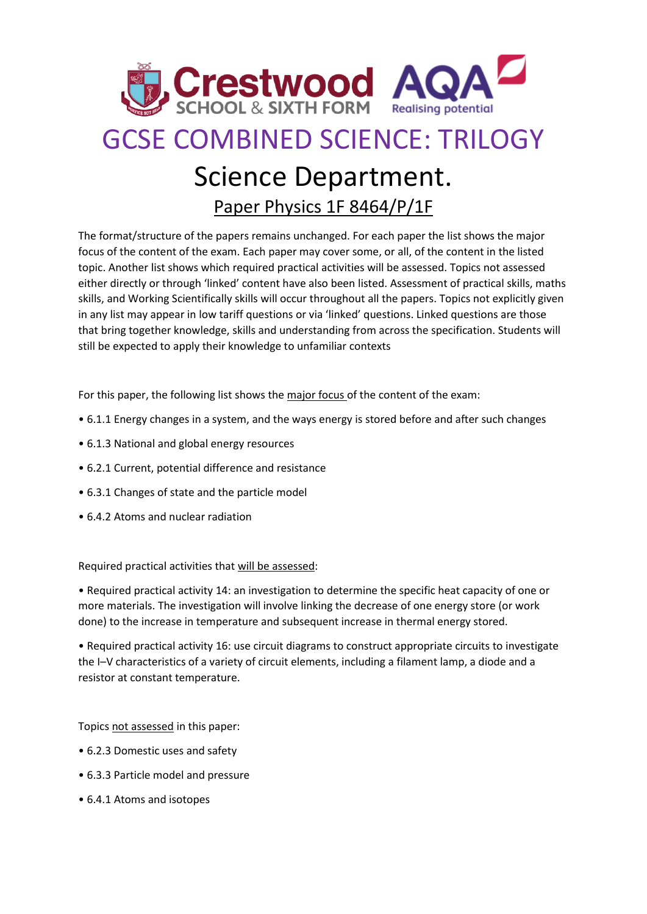# GCSE COMBINED SCIENCE: TRILOGY

## Science Department.

### Paper Physics 1F 8464/P/1F

The format/structure of the papers remains unchanged. For each paper the list shows the major focus of the content of the exam. Each paper may cover some, or all, of the content in the listed topic. Another list shows which required practical activities will be assessed. Topics not assessed either directly or through 'linked' content have also been listed. Assessment of practical skills, maths skills, and Working Scientifically skills will occur throughout all the papers. Topics not explicitly given in any list may appear in low tariff questions or via 'linked' questions. Linked questions are those that bring together knowledge, skills and understanding from across the specification. Students will still be expected to apply their knowledge to unfamiliar contexts

For this paper, the following list shows the major focus of the content of the exam:

- 6.1.1 Energy changes in a system, and the ways energy is stored before and after such changes
- 6.1.3 National and global energy resources
- 6.2.1 Current, potential difference and resistance
- 6.3.1 Changes of state and the particle model
- 6.4.2 Atoms and nuclear radiation

Required practical activities that will be assessed:

- Required practical activity 14: an investigation to determine the specific heat capacity of one or more materials. The investigation will involve linking the decrease of one energy store (or work done) to the increase in temperature and subsequent increase in thermal energy stored.
- Required practical activity 16: use circuit diagrams to construct appropriate circuits to investigate the I–V characteristics of a variety of circuit elements, including a filament lamp, a diode and a resistor at constant temperature.

Topics not assessed in this paper:

- 6.2.3 Domestic uses and safety
- 6.3.3 Particle model and pressure
- 6.4.1 Atoms and isotopes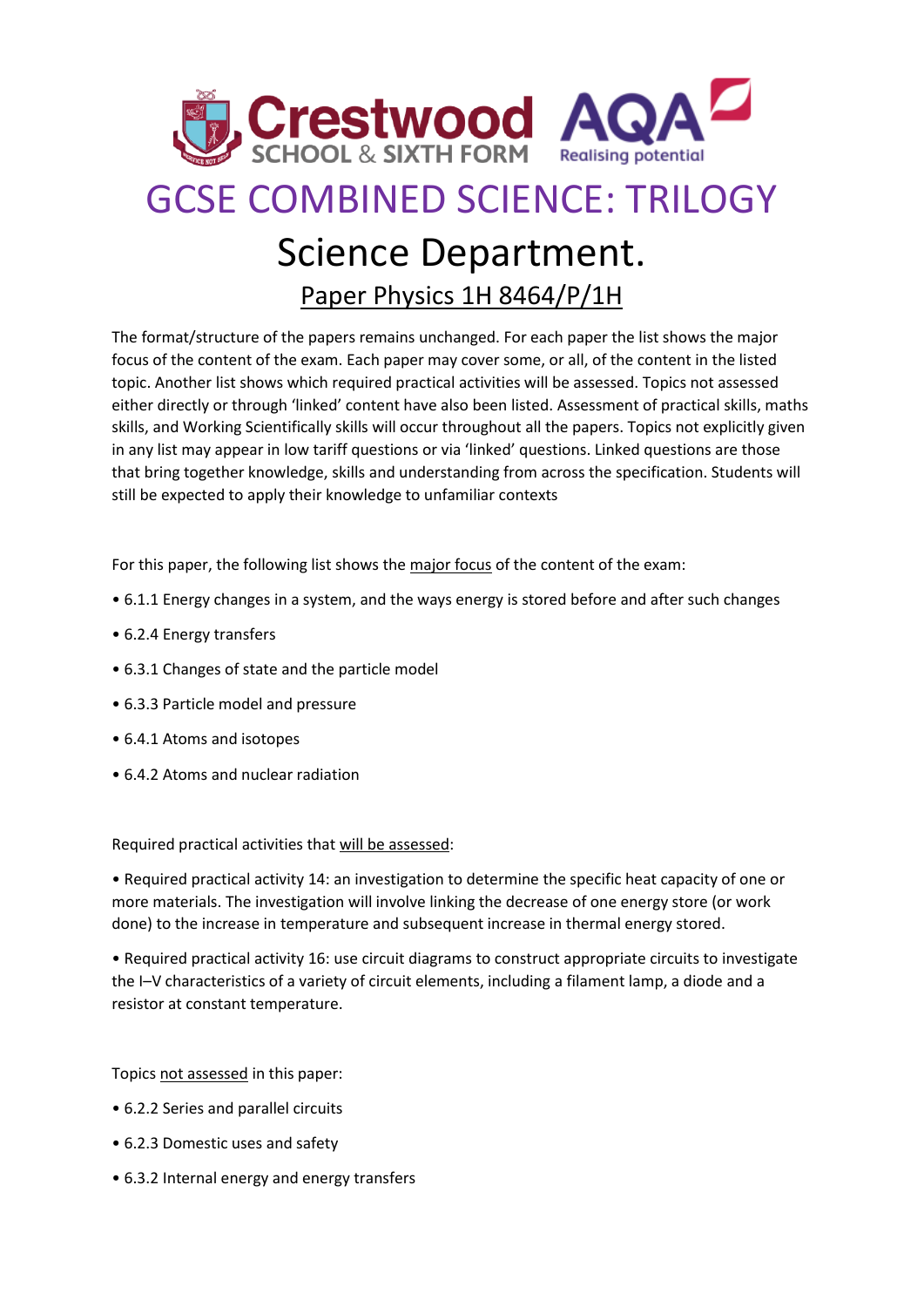# GCSE COMBINED SCIENCE: TRILOGY

# Science Department.

## Paper Physics 1H 8464/P/1H

The format/structure of the papers remains unchanged. For each paper the list shows the major focus of the content of the exam. Each paper may cover some, or all, of the content in the listed topic. Another list shows which required practical activities will be assessed. Topics not assessed either directly or through 'linked' content have also been listed. Assessment of practical skills, maths skills, and Working Scientifically skills will occur throughout all the papers. Topics not explicitly given in any list may appear in low tariff questions or via 'linked' questions. Linked questions are those that bring together knowledge, skills and understanding from across the specification. Students will still be expected to apply their knowledge to unfamiliar contexts

For this paper, the following list shows the major focus of the content of the exam:

- 6.1.1 Energy changes in a system, and the ways energy is stored before and after such changes
- 6.2.4 Energy transfers
- 6.3.1 Changes of state and the particle model
- 6.3.3 Particle model and pressure
- 6.4.1 Atoms and isotopes
- 6.4.2 Atoms and nuclear radiation

Required practical activities that will be assessed:

- Required practical activity 14: an investigation to determine the specific heat capacity of one or more materials. The investigation will involve linking the decrease of one energy store (or work done) to the increase in temperature and subsequent increase in thermal energy stored.
- Required practical activity 16: use circuit diagrams to construct appropriate circuits to investigate the I–V characteristics of a variety of circuit elements, including a filament lamp, a diode and a resistor at constant temperature.

Topics not assessed in this paper:

- 6.2.2 Series and parallel circuits
- 6.2.3 Domestic uses and safety
- 6.3.2 Internal energy and energy transfers